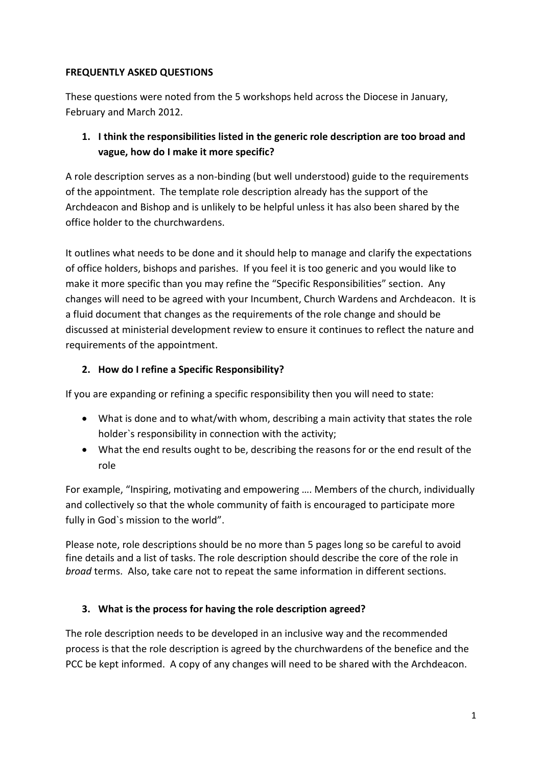**FREQUENTLY ASKED QUESTIONS**

These questions were noted from the 5 workshops held across the Diocese in January, February and March 2012.

1. **I think the responsibilities listed in the generic role description are too broad and vague, how do I make it more specific?**

A role description serves as a non-binding (but well understood) guide to the requirements of the appointment. The template role description already has the support of the Archdeacon and Bishop and is unlikely to be helpful unless it has also been shared by the office holder to the churchwardens.

It outlines what needs to be done and it should help to manage and clarify the expectations of office holders, bishops and parishes. If you feel it is too generic and you would like to make it more specific than you may refine the "Specific Responsibilities" section. Any changes will need to be agreed with your Incumbent, Church Wardens and Archdeacon. It is a fluid document that changes as the requirements of the role change and should be discussed at ministerial development review to ensure it continues to reflect the nature and requirements of the appointment.

2. **How do I refine a Specific Responsibility?**

If you are expanding or refining a specific responsibility then you will need to state:

- What is done and to what/with whom, describing a main activity that states the role holder`s responsibility in connection with the activity;
- What the end results ought to be, describing the reasons for or the end result of the role

For example, "Inspiring, motivating and empowering …. Members of the church, individually and collectively so that the whole community of faith is encouraged to participate more fully in God`s mission to the world".

Please note, role descriptions should be no more than 5 pages long so be careful to avoid fine details and a list of tasks. The role description should describe the core of the role in *broad* terms. Also, take care not to repeat the same information in different sections.

3. **What is the process for having the role description agreed?**

The role description needs to be developed in an inclusive way and the recommended process is that the role description is agreed by the churchwardens of the benefice and the PCC be kept informed. A copy of any changes will need to be shared with the Archdeacon.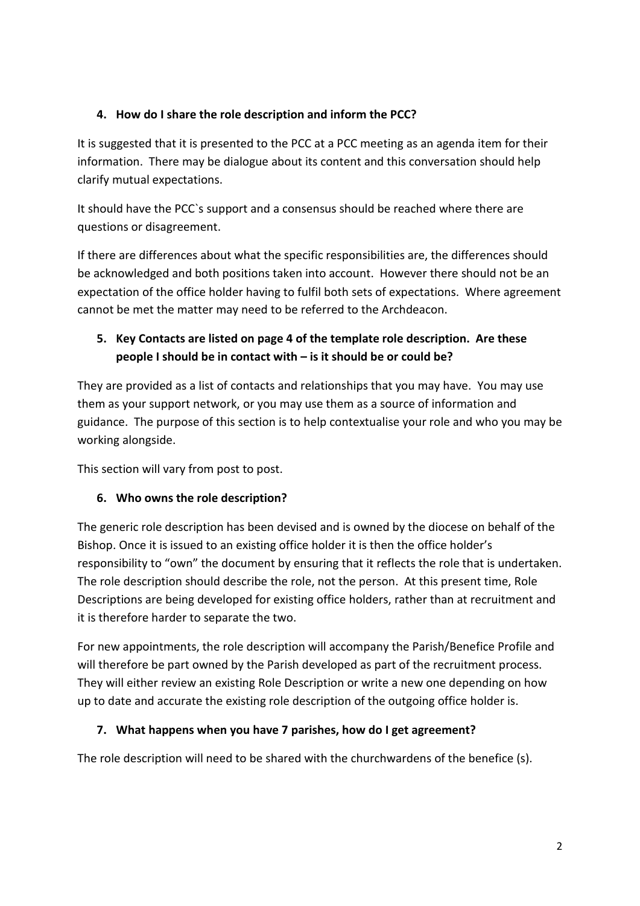4. **How do I share the role description and inform the PCC?**

It is suggested that it is presented to the PCC at a PCC meeting as an agenda item for their information. There may be dialogue about its content and this conversation should help clarify mutual expectations.

It should have the PCC`s support and a consensus should be reached where there are questions or disagreement.

If there are differences about what the specific responsibilities are, the differences should be acknowledged and both positions taken into account. However there should not be an expectation of the office holder having to fulfil both sets of expectations. Where agreement cannot be met the matter may need to be referred to the Archdeacon.

5. **Key Contacts are listed on page 4 of the template role description. Are these people I should be in contact with – is it should be or could be?**

They are provided as a list of contacts and relationships that you may have. You may use them as your support network, or you may use them as a source of information and guidance. The purpose of this section is to help contextualise your role and who you may be working alongside.

This section will vary from post to post.

6. **Who owns the role description?**

The generic role description has been devised and is owned by the diocese on behalf of the Bishop. Once it is issued to an existing office holder it is then the office holder's responsibility to "own" the document by ensuring that it reflects the role that is undertaken. The role description should describe the role, not the person. At this present time, Role Descriptions are being developed for existing office holders, rather than at recruitment and it is therefore harder to separate the two.

For new appointments, the role description will accompany the Parish/Benefice Profile and will therefore be part owned by the Parish developed as part of the recruitment process. They will either review an existing Role Description or write a new one depending on how up to date and accurate the existing role description of the outgoing office holder is.

7. **What happens when you have 7 parishes, how do I get agreement?**

The role description will need to be shared with the churchwardens of the benefice (s).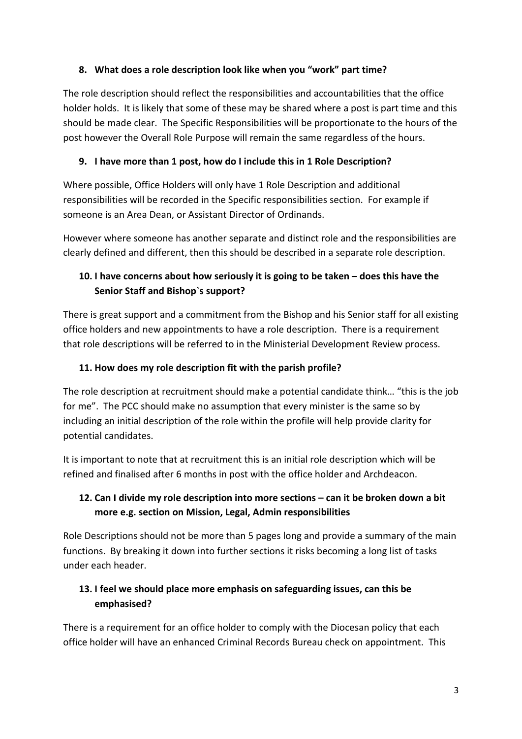**8. What does a role description look like when you "work" part time?**

The role description should reflect the responsibilities and accountabilities that the office holder holds. It is likely that some of these may be shared where a post is part time and this should be made clear. The Specific Responsibilities will be proportionate to the hours of the post however the Overall Role Purpose will remain the same regardless of the hours.

**9. I have more than 1 post, how do I include this in 1 Role Description?**

Where possible, Office Holders will only have 1 Role Description and additional responsibilities will be recorded in the Specific responsibilities section. For example if someone is an Area Dean, or Assistant Director of Ordinands.

However where someone has another separate and distinct role and the responsibilities are clearly defined and different, then this should be described in a separate role description.

**10. I have concerns about how seriously it is going to be taken – does this have the Senior Staff and Bishop`s support?**

There is great support and a commitment from the Bishop and his Senior staff for all existing office holders and new appointments to have a role description. There is a requirement that role descriptions will be referred to in the Ministerial Development Review process.

**11. How does my role description fit with the parish profile?**

The role description at recruitment should make a potential candidate think… "this is the job for me". The PCC should make no assumption that every minister is the same so by including an initial description of the role within the profile will help provide clarity for potential candidates.

It is important to note that at recruitment this is an initial role description which will be refined and finalised after 6 months in post with the office holder and Archdeacon.

**12. Can I divide my role description into more sections – can it be broken down a bit more e.g. section on Mission, Legal, Admin responsibilities**

Role Descriptions should not be more than 5 pages long and provide a summary of the main functions. By breaking it down into further sections it risks becoming a long list of tasks under each header.

**13. I feel we should place more emphasis on safeguarding issues, can this be emphasised?**

There is a requirement for an office holder to comply with the Diocesan policy that each office holder will have an enhanced Criminal Records Bureau check on appointment. This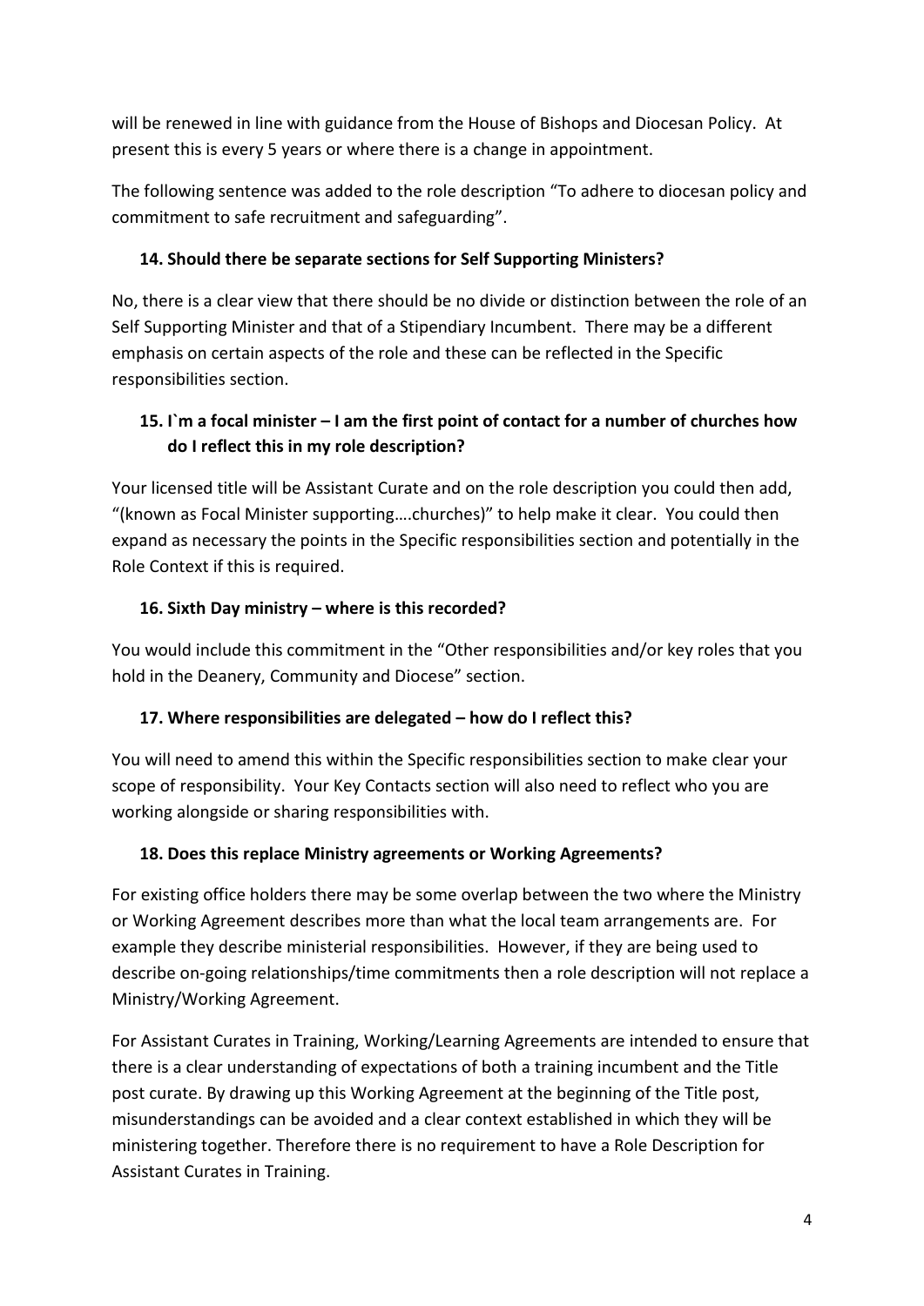will be renewed in line with guidance from the House of Bishops and Diocesan Policy. At present this is every 5 years or where there is a change in appointment.

The following sentence was added to the role description "To adhere to diocesan policy and commitment to safe recruitment and safeguarding".

### 14. Should there be separate sections for Self Supporting Ministers?

No, there is a clear view that there should be no divide or distinction between the role of an Self Supporting Minister and that of a Stipendiary Incumbent. There may be a different emphasis on certain aspects of the role and these can be reflected in the Specific responsibilities section.

### 15. I`m a focal minister – I am the first point of contact for a number of churches how do I reflect this in my role description?

Your licensed title will be Assistant Curate and on the role description you could then add, "(known as Focal Minister supporting….churches)" to help make it clear. You could then expand as necessary the points in the Specific responsibilities section and potentially in the Role Context if this is required.

### 16. Sixth Day ministry – where is this recorded?

You would include this commitment in the "Other responsibilities and/or key roles that you hold in the Deanery, Community and Diocese" section.

### 17. Where responsibilities are delegated – how do I reflect this?

You will need to amend this within the Specific responsibilities section to make clear your scope of responsibility. Your Key Contacts section will also need to reflect who you are working alongside or sharing responsibilities with.

### 18. Does this replace Ministry agreements or Working Agreements?

For existing office holders there may be some overlap between the two where the Ministry or Working Agreement describes more than what the local team arrangements are. For example they describe ministerial responsibilities. However, if they are being used to describe on-going relationships/time commitments then a role description will not replace a Ministry/Working Agreement.

For Assistant Curates in Training, Working/Learning Agreements are intended to ensure that there is a clear understanding of expectations of both a training incumbent and the Title post curate. By drawing up this Working Agreement at the beginning of the Title post, misunderstandings can be avoided and a clear context established in which they will be ministering together. Therefore there is no requirement to have a Role Description for Assistant Curates in Training.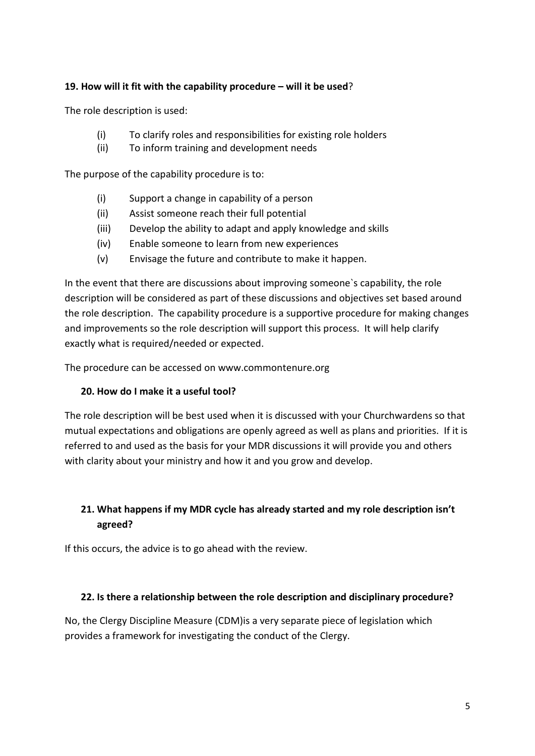**19. How will it fit with the capability procedure – will it be used?**

The role description is used:

(i) To clarify roles and responsibilities for existing role holders
(ii) To inform training and development needs

The purpose of the capability procedure is to:

(i) Support a change in capability of a person
(ii) Assist someone reach their full potential
(iii) Develop the ability to adapt and apply knowledge and skills
(iv) Enable someone to learn from new experiences
(v) Envisage the future and contribute to make it happen.

In the event that there are discussions about improving someone`s capability, the role description will be considered as part of these discussions and objectives set based around the role description. The capability procedure is a supportive procedure for making changes and improvements so the role description will support this process. It will help clarify exactly what is required/needed or expected.

The procedure can be accessed on www.commontenure.org

**20. How do I make it a useful tool?**

The role description will be best used when it is discussed with your Churchwardens so that mutual expectations and obligations are openly agreed as well as plans and priorities. If it is referred to and used as the basis for your MDR discussions it will provide you and others with clarity about your ministry and how it and you grow and develop.

**21. What happens if my MDR cycle has already started and my role description isn't agreed?**

If this occurs, the advice is to go ahead with the review.

**22. Is there a relationship between the role description and disciplinary procedure?**

No, the Clergy Discipline Measure (CDM)is a very separate piece of legislation which provides a framework for investigating the conduct of the Clergy.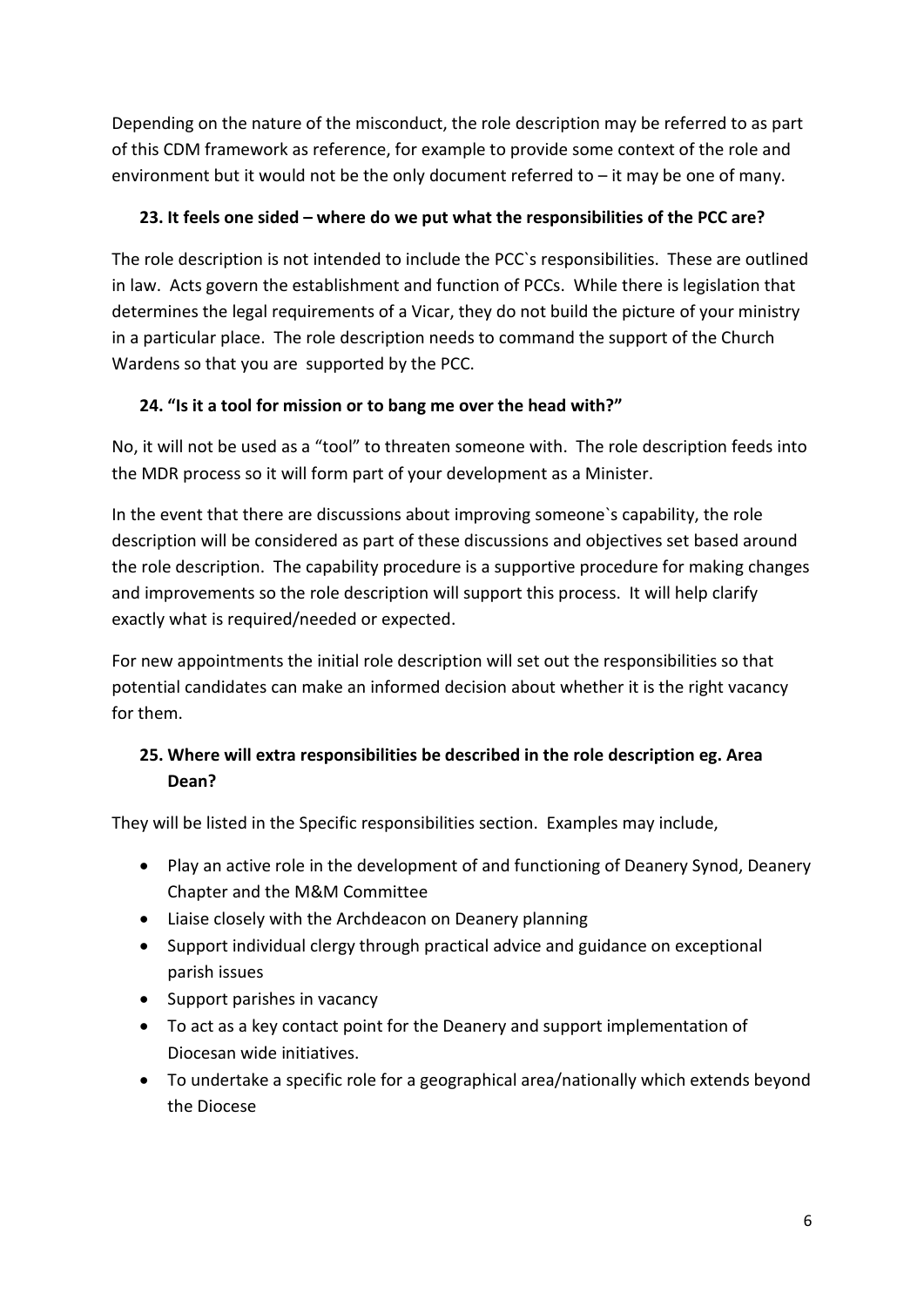Depending on the nature of the misconduct, the role description may be referred to as part of this CDM framework as reference, for example to provide some context of the role and environment but it would not be the only document referred to – it may be one of many.

### 23. It feels one sided – where do we put what the responsibilities of the PCC are?

The role description is not intended to include the PCC`s responsibilities. These are outlined in law. Acts govern the establishment and function of PCCs. While there is legislation that determines the legal requirements of a Vicar, they do not build the picture of your ministry in a particular place. The role description needs to command the support of the Church Wardens so that you are supported by the PCC.

### 24. "Is it a tool for mission or to bang me over the head with?"

No, it will not be used as a "tool" to threaten someone with. The role description feeds into the MDR process so it will form part of your development as a Minister.

In the event that there are discussions about improving someone`s capability, the role description will be considered as part of these discussions and objectives set based around the role description. The capability procedure is a supportive procedure for making changes and improvements so the role description will support this process. It will help clarify exactly what is required/needed or expected.

For new appointments the initial role description will set out the responsibilities so that potential candidates can make an informed decision about whether it is the right vacancy for them.

### 25. Where will extra responsibilities be described in the role description eg. Area Dean?

They will be listed in the Specific responsibilities section. Examples may include,

- Play an active role in the development of and functioning of Deanery Synod, Deanery Chapter and the M&M Committee
- Liaise closely with the Archdeacon on Deanery planning
- Support individual clergy through practical advice and guidance on exceptional parish issues
- Support parishes in vacancy
- To act as a key contact point for the Deanery and support implementation of Diocesan wide initiatives.
- To undertake a specific role for a geographical area/nationally which extends beyond the Diocese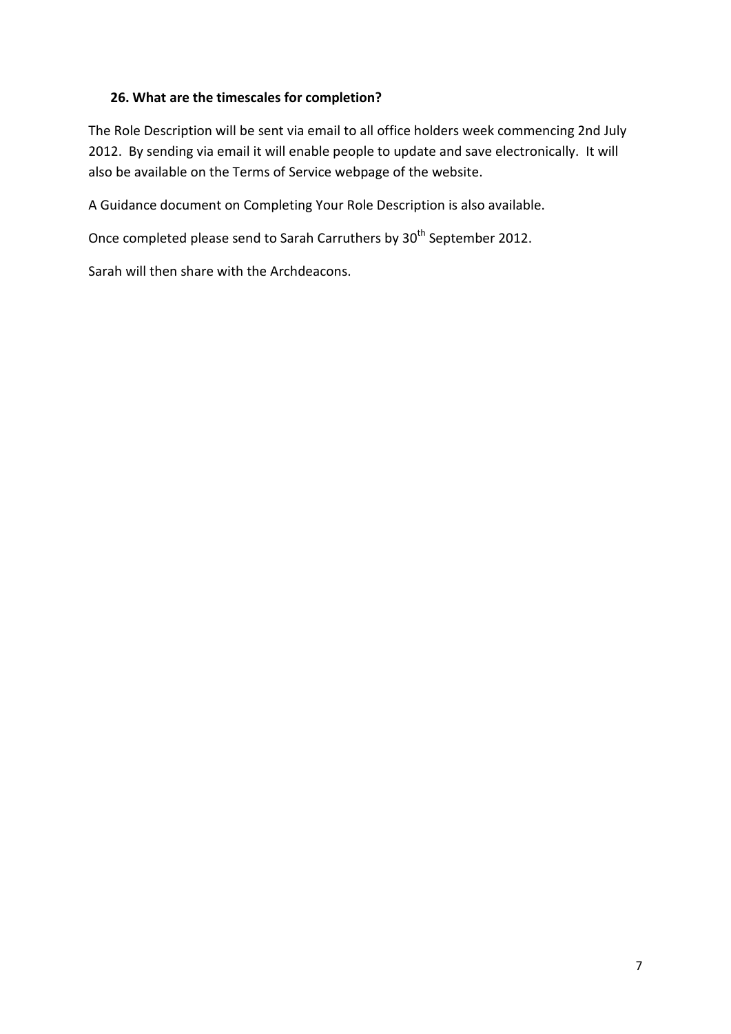#### 26. What are the timescales for completion?

The Role Description will be sent via email to all office holders week commencing 2nd July 2012. By sending via email it will enable people to update and save electronically. It will also be available on the Terms of Service webpage of the website.

A Guidance document on Completing Your Role Description is also available.

Once completed please send to Sarah Carruthers by 30th September 2012.

Sarah will then share with the Archdeacons.